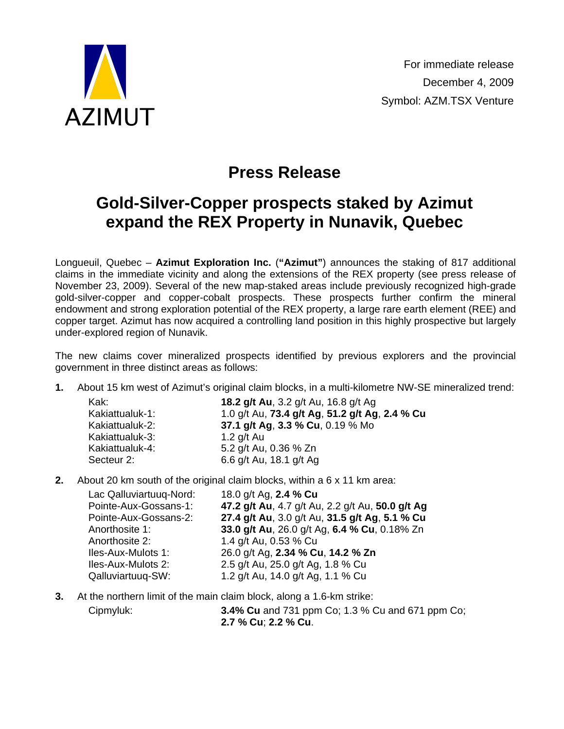AZIMUT

For immediate release
December 4, 2009
Symbol: AZM.TSX Venture

# Press Release

## Gold-Silver-Copper prospects staked by Azimut expand the REX Property in Nunavik, Quebec

Longueuil, Quebec – **Azimut Exploration Inc.** (**"Azimut"**) announces the staking of 817 additional claims in the immediate vicinity and along the extensions of the REX property (see press release of November 23, 2009). Several of the new map-staked areas include previously recognized high-grade gold-silver-copper and copper-cobalt prospects. These prospects further confirm the mineral endowment and strong exploration potential of the REX property, a large rare earth element (REE) and copper target. Azimut has now acquired a controlling land position in this highly prospective but largely under-explored region of Nunavik.

The new claims cover mineralized prospects identified by previous explorers and the provincial government in three distinct areas as follows:

**1.** About 15 km west of Azimut's original claim blocks, in a multi-kilometre NW-SE mineralized trend:

| | |
|---|---|
| Kak: | **18.2 g/t Au**, 3.2 g/t Au, 16.8 g/t Ag |
| Kakiattualuk-1: | 1.0 g/t Au, **73.4 g/t Ag**, **51.2 g/t Ag**, **2.4 % Cu** |
| Kakiattualuk-2: | **37.1 g/t Ag**, **3.3 % Cu**, 0.19 % Mo |
| Kakiattualuk-3: | 1.2 g/t Au |
| Kakiattualuk-4: | 5.2 g/t Au, 0.36 % Zn |
| Secteur 2: | 6.6 g/t Au, 18.1 g/t Ag |

**2.** About 20 km south of the original claim blocks, within a 6 x 11 km area:

| | |
|---|---|
| Lac Qalluviartuuq-Nord: | 18.0 g/t Ag, **2.4 % Cu** |
| Pointe-Aux-Gossans-1: | **47.2 g/t Au**, 4.7 g/t Au, 2.2 g/t Au, **50.0 g/t Ag** |
| Pointe-Aux-Gossans-2: | **27.4 g/t Au**, 3.0 g/t Au, **31.5 g/t Ag**, **5.1 % Cu** |
| Anorthosite 1: | **33.0 g/t Au**, 26.0 g/t Ag, **6.4 % Cu**, 0.18% Zn |
| Anorthosite 2: | 1.4 g/t Au, 0.53 % Cu |
| Iles-Aux-Mulots 1: | 26.0 g/t Ag, **2.34 % Cu**, **14.2 % Zn** |
| Iles-Aux-Mulots 2: | 2.5 g/t Au, 25.0 g/t Ag, 1.8 % Cu |
| Qalluviartuuq-SW: | 1.2 g/t Au, 14.0 g/t Ag, 1.1 % Cu |

**3.** At the northern limit of the main claim block, along a 1.6-km strike:

| | |
|---|---|
| Cipmyluk: | **3.4% Cu** and 731 ppm Co; 1.3 % Cu and 671 ppm Co; **2.7 % Cu**; **2.2 % Cu**. |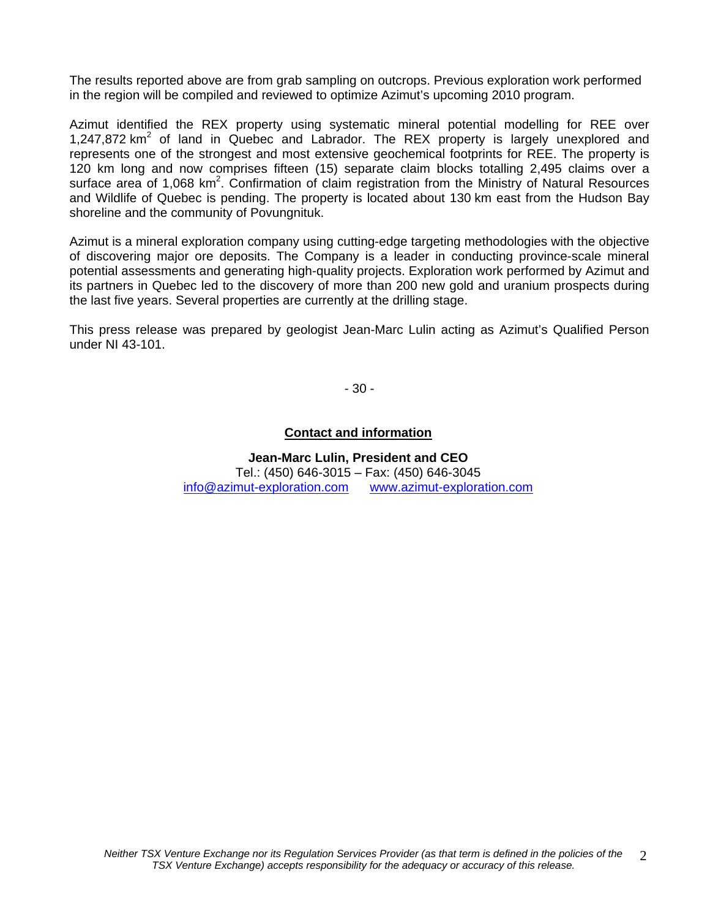The results reported above are from grab sampling on outcrops. Previous exploration work performed in the region will be compiled and reviewed to optimize Azimut's upcoming 2010 program.

Azimut identified the REX property using systematic mineral potential modelling for REE over 1,247,872 $km^2$ of land in Quebec and Labrador. The REX property is largely unexplored and represents one of the strongest and most extensive geochemical footprints for REE. The property is 120 km long and now comprises fifteen (15) separate claim blocks totalling 2,495 claims over a surface area of 1,068 $km^2$. Confirmation of claim registration from the Ministry of Natural Resources and Wildlife of Quebec is pending. The property is located about 130 km east from the Hudson Bay shoreline and the community of Povungnituk.

Azimut is a mineral exploration company using cutting-edge targeting methodologies with the objective of discovering major ore deposits. The Company is a leader in conducting province-scale mineral potential assessments and generating high-quality projects. Exploration work performed by Azimut and its partners in Quebec led to the discovery of more than 200 new gold and uranium prospects during the last five years. Several properties are currently at the drilling stage.

This press release was prepared by geologist Jean-Marc Lulin acting as Azimut's Qualified Person under NI 43-101.

- 30 -

**Contact and information**

**Jean-Marc Lulin, President and CEO**
Tel.: (450) 646-3015 – Fax: (450) 646-3045
info@azimut-exploration.com www.azimut-exploration.com

*Neither TSX Venture Exchange nor its Regulation Services Provider (as that term is defined in the policies of the TSX Venture Exchange) accepts responsibility for the adequacy or accuracy of this release.*